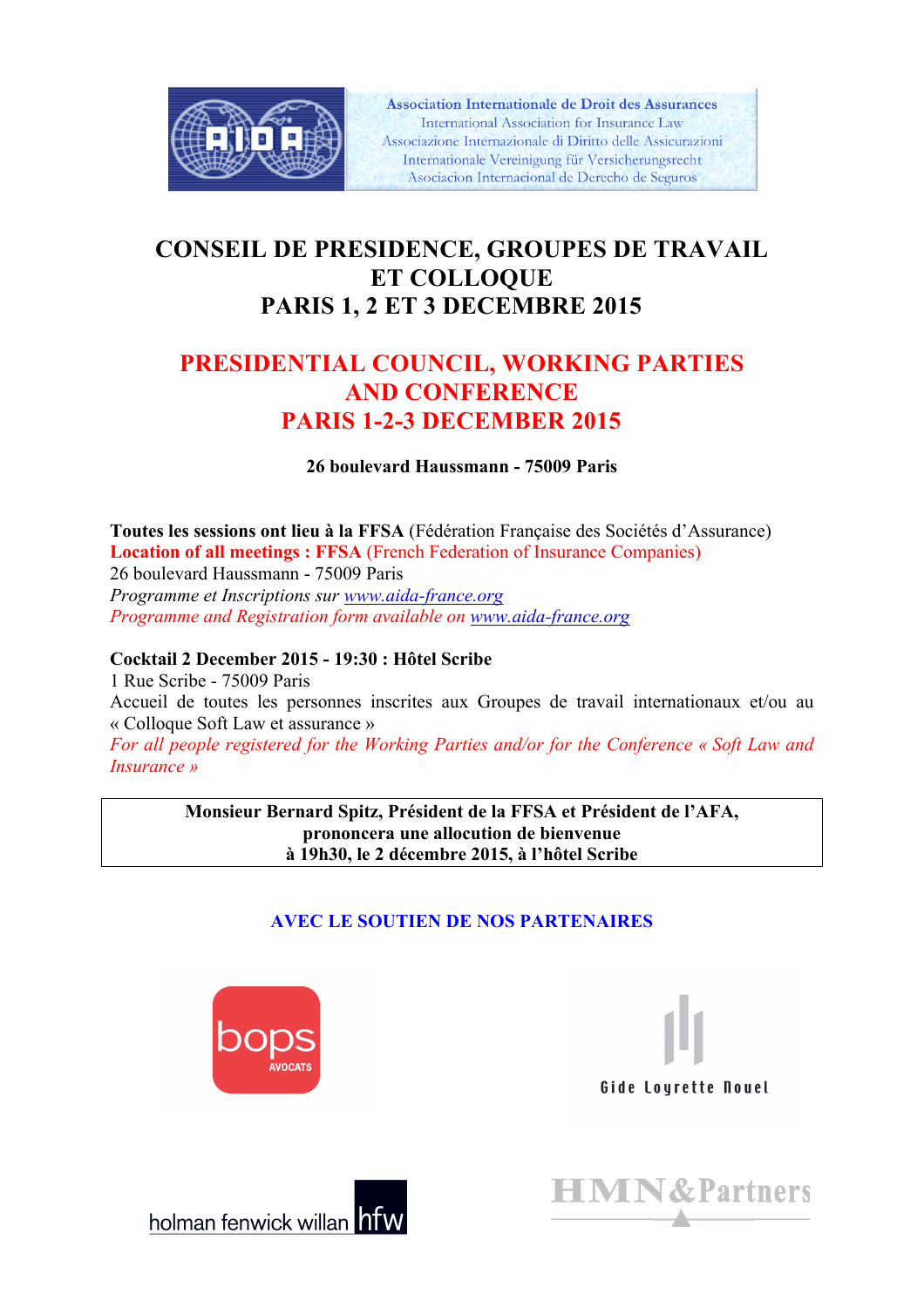Association Internationale de Droit des Assurances
International Association for Insurance Law
Associazione Internazionale di Diritto delle Assicurazioni
Internationale Vereinigung für Versicherungsrecht
Asociacion Internacional de Derecho de Seguros

# CONSEIL DE PRESIDENCE, GROUPES DE TRAVAIL ET COLLOQUE PARIS 1, 2 ET 3 DECEMBRE 2015

# PRESIDENTIAL COUNCIL, WORKING PARTIES AND CONFERENCE PARIS 1-2-3 DECEMBER 2015

**26 boulevard Haussmann - 75009 Paris**

**Toutes les sessions ont lieu à la FFSA** (Fédération Française des Sociétés d'Assurance)
**Location of all meetings : FFSA** (French Federation of Insurance Companies)
26 boulevard Haussmann - 75009 Paris
*Programme et Inscriptions sur* [www.aida-france.org](http://www.aida-france.org)
*Programme and Registration form available on* [www.aida-france.org](http://www.aida-france.org)

**Cocktail 2 December 2015 - 19:30 : Hôtel Scribe**
1 Rue Scribe - 75009 Paris
Accueil de toutes les personnes inscrites aux Groupes de travail internationaux et/ou au « Colloque Soft Law et assurance »
*For all people registered for the Working Parties and/or for the Conference « Soft Law and Insurance »*

**Monsieur Bernard Spitz, Président de la FFSA et Président de l'AFA, prononcera une allocution de bienvenue à 19h30, le 2 décembre 2015, à l'hôtel Scribe**

**AVEC LE SOUTIEN DE NOS PARTENAIRES**

bops AVOCATS

Gide Loyrette Nouel

holman fenwick willan hfw

HMN&Partners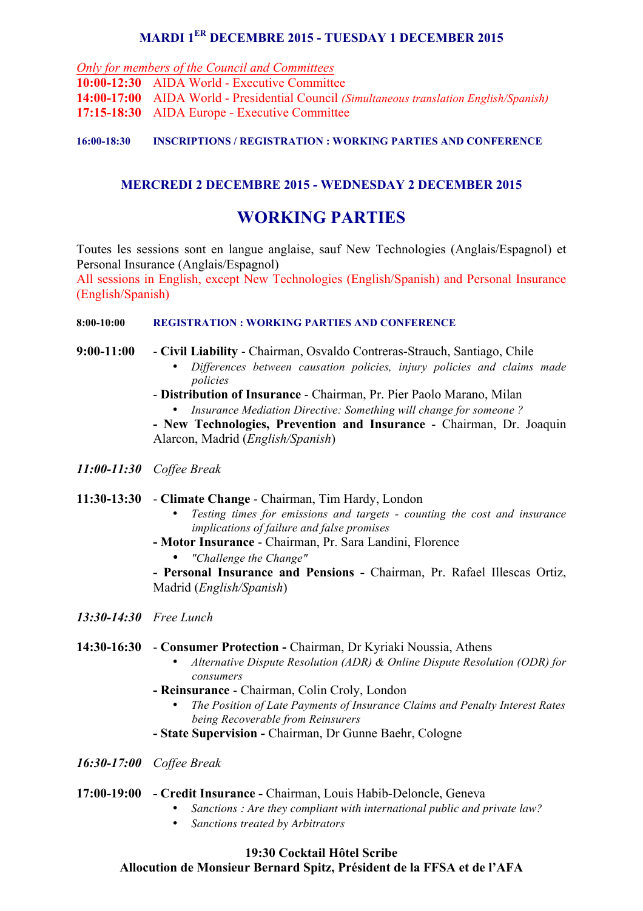### MARDI 1ER DECEMBRE 2015 - TUESDAY 1 DECEMBER 2015

*Only for members of the Council and Committees*

**10:00-12:30** AIDA World - Executive Committee
**14:00-17:00** AIDA World - Presidential Council *(Simultaneous translation English/Spanish)*
**17:15-18:30** AIDA Europe - Executive Committee

**16:00-18:30 INSCRIPTIONS / REGISTRATION : WORKING PARTIES AND CONFERENCE**

### MERCREDI 2 DECEMBRE 2015 - WEDNESDAY 2 DECEMBER 2015

## WORKING PARTIES

Toutes les sessions sont en langue anglaise, sauf New Technologies (Anglais/Espagnol) et Personal Insurance (Anglais/Espagnol)

All sessions in English, except New Technologies (English/Spanish) and Personal Insurance (English/Spanish)

**8:00-10:00 REGISTRATION : WORKING PARTIES AND CONFERENCE**

**9:00-11:00**

- **Civil Liability** - Chairman, Osvaldo Contreras-Strauch, Santiago, Chile
  - *Differences between causation policies, injury policies and claims made policies*
- **Distribution of Insurance** - Chairman, Pr. Pier Paolo Marano, Milan
  - *Insurance Mediation Directive: Something will change for someone ?*
- **New Technologies, Prevention and Insurance** - Chairman, Dr. Joaquin Alarcon, Madrid (*English/Spanish*)

*11:00-11:30 Coffee Break*

**11:30-13:30**

- **Climate Change** - Chairman, Tim Hardy, London
  - *Testing times for emissions and targets - counting the cost and insurance implications of failure and false promises*
- **Motor Insurance** - Chairman, Pr. Sara Landini, Florence
  - *"Challenge the Change"*
- **Personal Insurance and Pensions** - Chairman, Pr. Rafael Illescas Ortiz, Madrid (*English/Spanish*)

*13:30-14:30 Free Lunch*

**14:30-16:30**

- **Consumer Protection** - Chairman, Dr Kyriaki Noussia, Athens
  - *Alternative Dispute Resolution (ADR) & Online Dispute Resolution (ODR) for consumers*
- **Reinsurance** - Chairman, Colin Croly, London
  - *The Position of Late Payments of Insurance Claims and Penalty Interest Rates being Recoverable from Reinsurers*
- **State Supervision** - Chairman, Dr Gunne Baehr, Cologne

*16:30-17:00 Coffee Break*

**17:00-19:00**

- **Credit Insurance** - Chairman, Louis Habib-Deloncle, Geneva
  - *Sanctions : Are they compliant with international public and private law?*
  - *Sanctions treated by Arbitrators*

**19:30 Cocktail Hôtel Scribe**
**Allocution de Monsieur Bernard Spitz, Président de la FFSA et de l'AFA**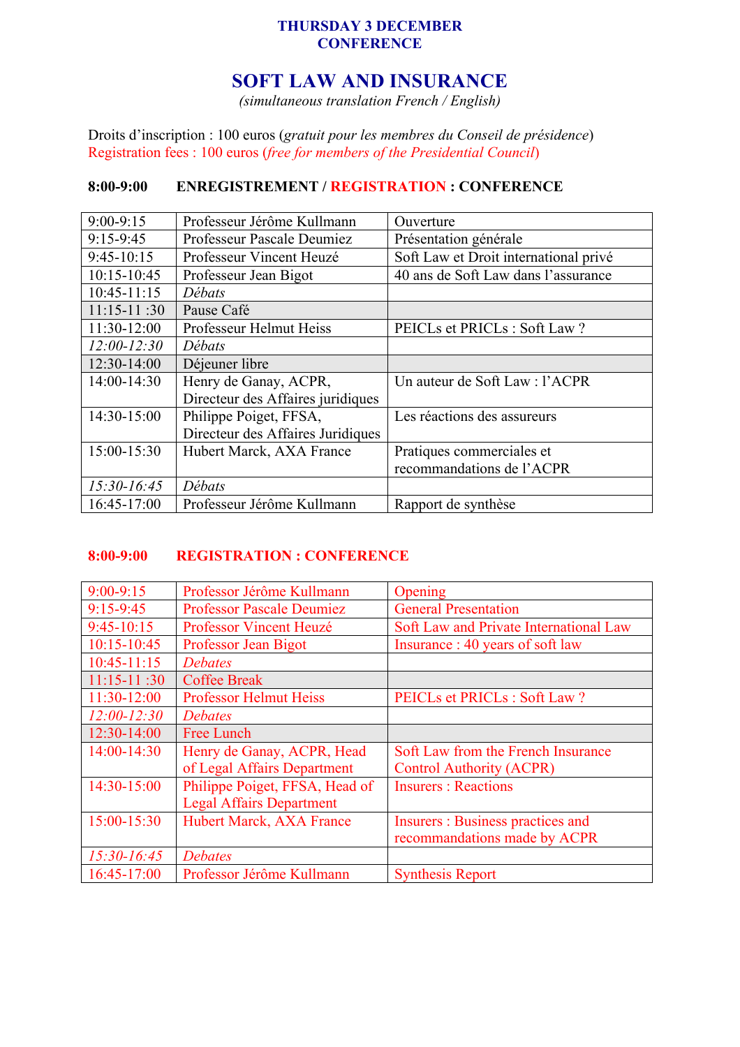**THURSDAY 3 DECEMBER**
**CONFERENCE**

# SOFT LAW AND INSURANCE

*(simultaneous translation French / English)*

Droits d'inscription : 100 euros (*gratuit pour les membres du Conseil de présidence*)
Registration fees : 100 euros (*free for members of the Presidential Council*)

**8:00-9:00 ENREGISTREMENT / REGISTRATION : CONFERENCE**

| | | |
|---|---|---|
| 9:00-9:15 | Professeur Jérôme Kullmann | Ouverture |
| 9:15-9:45 | Professeur Pascale Deumiez | Présentation générale |
| 9:45-10:15 | Professeur Vincent Heuzé | Soft Law et Droit international privé |
| 10:15-10:45 | Professeur Jean Bigot | 40 ans de Soft Law dans l'assurance |
| 10:45-11:15 | *Débats* | |
| 11:15-11 :30 | Pause Café | |
| 11:30-12:00 | Professeur Helmut Heiss | PEICLs et PRICLs : Soft Law ? |
| *12:00-12:30* | *Débats* | |
| 12:30-14:00 | Déjeuner libre | |
| 14:00-14:30 | Henry de Ganay, ACPR, Directeur des Affaires juridiques | Un auteur de Soft Law : l'ACPR |
| 14:30-15:00 | Philippe Poiget, FFSA, Directeur des Affaires Juridiques | Les réactions des assureurs |
| 15:00-15:30 | Hubert Marck, AXA France | Pratiques commerciales et recommandations de l'ACPR |
| *15:30-16:45* | *Débats* | |
| 16:45-17:00 | Professeur Jérôme Kullmann | Rapport de synthèse |

**8:00-9:00 REGISTRATION : CONFERENCE**

| | | |
|---|---|---|
| 9:00-9:15 | Professor Jérôme Kullmann | Opening |
| 9:15-9:45 | Professor Pascale Deumiez | General Presentation |
| 9:45-10:15 | Professor Vincent Heuzé | Soft Law and Private International Law |
| 10:15-10:45 | Professor Jean Bigot | Insurance : 40 years of soft law |
| 10:45-11:15 | *Debates* | |
| 11:15-11 :30 | Coffee Break | |
| 11:30-12:00 | Professor Helmut Heiss | PEICLs et PRICLs : Soft Law ? |
| *12:00-12:30* | *Debates* | |
| 12:30-14:00 | Free Lunch | |
| 14:00-14:30 | Henry de Ganay, ACPR, Head of Legal Affairs Department | Soft Law from the French Insurance Control Authority (ACPR) |
| 14:30-15:00 | Philippe Poiget, FFSA, Head of Legal Affairs Department | Insurers : Reactions |
| 15:00-15:30 | Hubert Marck, AXA France | Insurers : Business practices and recommandations made by ACPR |
| *15:30-16:45* | *Debates* | |
| 16:45-17:00 | Professor Jérôme Kullmann | Synthesis Report |